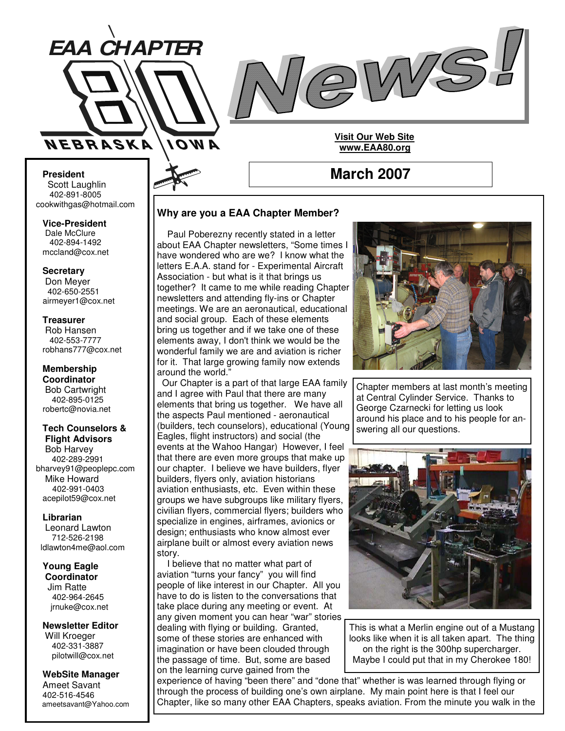# EAA CHAPTER 80 NEBRASKA IOWA

# News!

**Visit Our Web Site**
**www.EAA80.org**

## March 2007

**President**
Scott Laughlin
402-891-8005
cookwithgas@hotmail.com

**Vice-President**
Dale McClure
402-894-1492
mccland@cox.net

**Secretary**
Don Meyer
402-650-2551
airmeyer1@cox.net

**Treasurer**
Rob Hansen
402-553-7777
robhans777@cox.net

**Membership Coordinator**
Bob Cartwright
402-895-0125
robertc@novia.net

**Tech Counselors & Flight Advisors**
Bob Harvey
402-289-2991
bharvey91@peoplepc.com
Mike Howard
402-991-0403
acepilot59@cox.net

**Librarian**
Leonard Lawton
712-526-2198
ldlawton4me@aol.com

**Young Eagle Coordinator**
Jim Ratte
402-964-2645
jrnuke@cox.net

**Newsletter Editor**
Will Kroeger
402-331-3887
pilotwill@cox.net

**WebSite Manager**
Ameet Savant
402-516-4546
ameetsavant@Yahoo.com

### Why are you a EAA Chapter Member?

Paul Poberezny recently stated in a letter about EAA Chapter newsletters, "Some times I have wondered who are we? I know what the letters E.A.A. stand for - Experimental Aircraft Association - but what is it that brings us together? It came to me while reading Chapter newsletters and attending fly-ins or Chapter meetings. We are an aeronautical, educational and social group. Each of these elements bring us together and if we take one of these elements away, I don't think we would be the wonderful family we are and aviation is richer for it. That large growing family now extends around the world."

Our Chapter is a part of that large EAA family and I agree with Paul that there are many elements that bring us together. We have all the aspects Paul mentioned - aeronautical (builders, tech counselors), educational (Young Eagles, flight instructors) and social (the events at the Wahoo Hangar) However, I feel that there are even more groups that make up our chapter. I believe we have builders, flyer builders, flyers only, aviation historians aviation enthusiasts, etc. Even within these groups we have subgroups like military flyers, civilian flyers, commercial flyers; builders who specialize in engines, airframes, avionics or design; enthusiasts who know almost ever airplane built or almost every aviation news story.

I believe that no matter what part of aviation "turns your fancy" you will find people of like interest in our Chapter. All you have to do is listen to the conversations that take place during any meeting or event. At any given moment you can hear "war" stories dealing with flying or building. Granted, some of these stories are enhanced with imagination or have been clouded through the passage of time. But, some are based on the learning curve gained from the experience of having "been there" and "done that" whether is was learned through flying or through the process of building one's own airplane. My main point here is that I feel our Chapter, like so many other EAA Chapters, speaks aviation. From the minute you walk in the

Chapter members at last month's meeting at Central Cylinder Service. Thanks to George Czarnecki for letting us look around his place and to his people for answering all our questions.

This is what a Merlin engine out of a Mustang looks like when it is all taken apart. The thing on the right is the 300hp supercharger. Maybe I could put that in my Cherokee 180!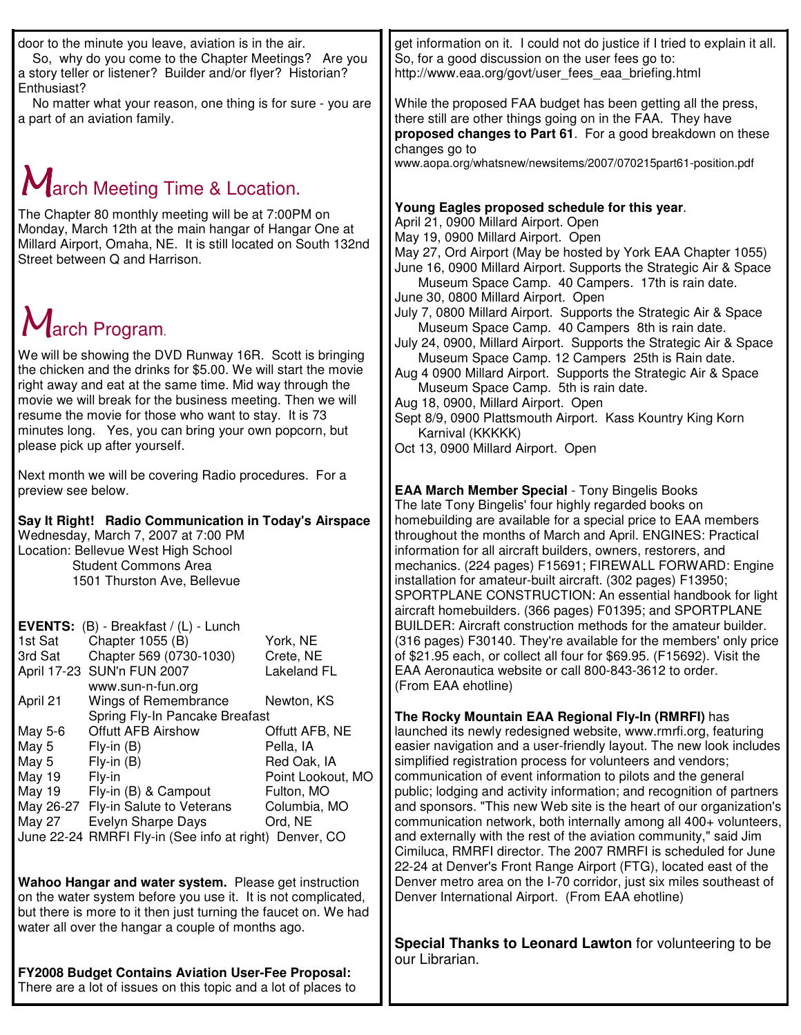door to the minute you leave, aviation is in the air.

So, why do you come to the Chapter Meetings? Are you a story teller or listener? Builder and/or flyer? Historian? Enthusiast?

No matter what your reason, one thing is for sure - you are a part of an aviation family.

## March Meeting Time & Location.

The Chapter 80 monthly meeting will be at 7:00PM on Monday, March 12th at the main hangar of Hangar One at Millard Airport, Omaha, NE. It is still located on South 132nd Street between Q and Harrison.

## March Program.

We will be showing the DVD Runway 16R. Scott is bringing the chicken and the drinks for $5.00. We will start the movie right away and eat at the same time. Mid way through the movie we will break for the business meeting. Then we will resume the movie for those who want to stay. It is 73 minutes long. Yes, you can bring your own popcorn, but please pick up after yourself.

Next month we will be covering Radio procedures. For a preview see below.

**Say It Right! Radio Communication in Today's Airspace**
Wednesday, March 7, 2007 at 7:00 PM
Location: Bellevue West High School
Student Commons Area
1501 Thurston Ave, Bellevue

**EVENTS:** (B) - Breakfast / (L) - Lunch

| | | |
|---|---|---|
| 1st Sat | Chapter 1055 (B) | York, NE |
| 3rd Sat | Chapter 569 (0730-1030) | Crete, NE |
| April 17-23 | SUN'n FUN 2007 www.sun-n-fun.org | Lakeland FL |
| April 21 | Wings of Remembrance Spring Fly-In Pancake Breafast | Newton, KS |
| May 5-6 | Offutt AFB Airshow | Offutt AFB, NE |
| May 5 | Fly-in (B) | Pella, IA |
| May 5 | Fly-in (B) | Red Oak, IA |
| May 19 | Fly-in | Point Lookout, MO |
| May 19 | Fly-in (B) & Campout | Fulton, MO |
| May 26-27 | Fly-in Salute to Veterans | Columbia, MO |
| May 27 | Evelyn Sharpe Days | Ord, NE |
| June 22-24 | RMRFI Fly-in (See info at right) | Denver, CO |

**Wahoo Hangar and water system.** Please get instruction on the water system before you use it. It is not complicated, but there is more to it then just turning the faucet on. We had water all over the hangar a couple of months ago.

**FY2008 Budget Contains Aviation User-Fee Proposal:** There are a lot of issues on this topic and a lot of places to get information on it. I could not do justice if I tried to explain it all. So, for a good discussion on the user fees go to: http://www.eaa.org/govt/user_fees_eaa_briefing.html

While the proposed FAA budget has been getting all the press, there still are other things going on in the FAA. They have **proposed changes to Part 61**. For a good breakdown on these changes go to www.aopa.org/whatsnew/newsitems/2007/070215part61-position.pdf

**Young Eagles proposed schedule for this year**.
April 21, 0900 Millard Airport. Open
May 19, 0900 Millard Airport. Open
May 27, Ord Airport (May be hosted by York EAA Chapter 1055)
June 16, 0900 Millard Airport. Supports the Strategic Air & Space Museum Space Camp. 40 Campers. 17th is rain date.
June 30, 0800 Millard Airport. Open
July 7, 0800 Millard Airport. Supports the Strategic Air & Space Museum Space Camp. 40 Campers 8th is rain date.
July 24, 0900, Millard Airport. Supports the Strategic Air & Space Museum Space Camp. 12 Campers 25th is Rain date.
Aug 4 0900 Millard Airport. Supports the Strategic Air & Space Museum Space Camp. 5th is rain date.
Aug 18, 0900, Millard Airport. Open
Sept 8/9, 0900 Plattsmouth Airport. Kass Kountry King Korn Karnival (KKKKK)
Oct 13, 0900 Millard Airport. Open

**EAA March Member Special** - Tony Bingelis Books
The late Tony Bingelis' four highly regarded books on homebuilding are available for a special price to EAA members throughout the months of March and April. ENGINES: Practical information for all aircraft builders, owners, restorers, and mechanics. (224 pages) F15691; FIREWALL FORWARD: Engine installation for amateur-built aircraft. (302 pages) F13950; SPORTPLANE CONSTRUCTION: An essential handbook for light aircraft homebuilders. (366 pages) F01395; and SPORTPLANE BUILDER: Aircraft construction methods for the amateur builder. (316 pages) F30140. They're available for the members' only price of $21.95 each, or collect all four for $69.95. (F15692). Visit the EAA Aeronautica website or call 800-843-3612 to order.
(From EAA ehotline)

**The Rocky Mountain EAA Regional Fly-In (RMRFI)** has launched its newly redesigned website, www.rmrfi.org, featuring easier navigation and a user-friendly layout. The new look includes simplified registration process for volunteers and vendors; communication of event information to pilots and the general public; lodging and activity information; and recognition of partners and sponsors. "This new Web site is the heart of our organization's communication network, both internally among all 400+ volunteers, and externally with the rest of the aviation community," said Jim Cimiluca, RMRFI director. The 2007 RMRFI is scheduled for June 22-24 at Denver's Front Range Airport (FTG), located east of the Denver metro area on the I-70 corridor, just six miles southeast of Denver International Airport. (From EAA ehotline)

**Special Thanks to Leonard Lawton** for volunteering to be our Librarian.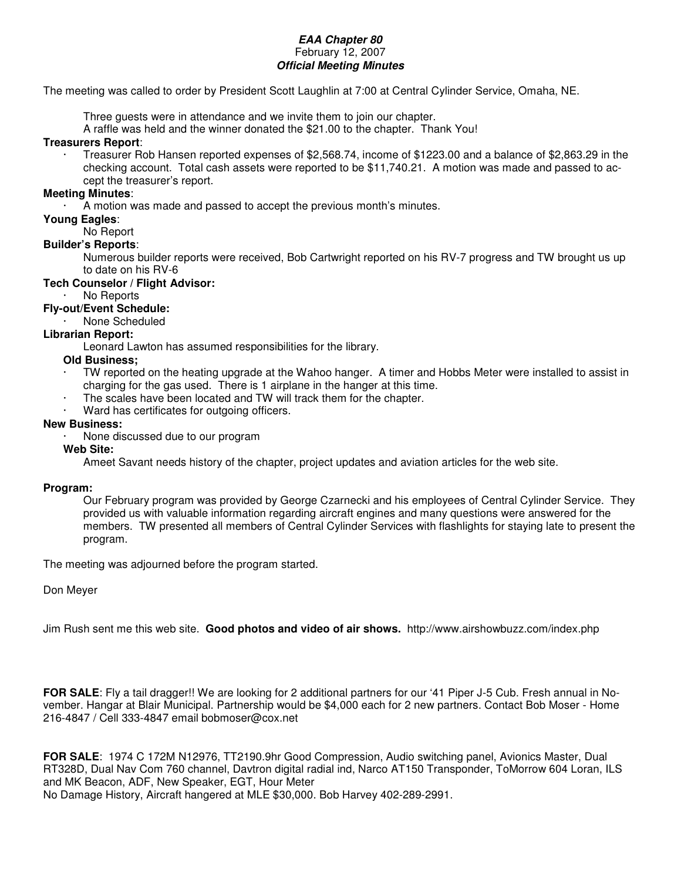***EAA Chapter 80***
February 12, 2007
***Official Meeting Minutes***

The meeting was called to order by President Scott Laughlin at 7:00 at Central Cylinder Service, Omaha, NE.

Three guests were in attendance and we invite them to join our chapter.
A raffle was held and the winner donated the $21.00 to the chapter. Thank You!

**Treasurers Report**:

- Treasurer Rob Hansen reported expenses of $2,568.74, income of $1223.00 and a balance of $2,863.29 in the checking account. Total cash assets were reported to be $11,740.21. A motion was made and passed to accept the treasurer's report.

**Meeting Minutes**:

- A motion was made and passed to accept the previous month's minutes.

**Young Eagles**:

No Report

**Builder's Reports**:

Numerous builder reports were received, Bob Cartwright reported on his RV-7 progress and TW brought us up to date on his RV-6

**Tech Counselor / Flight Advisor:**

- No Reports

**Fly-out/Event Schedule:**

- None Scheduled

**Librarian Report:**

Leonard Lawton has assumed responsibilities for the library.

**Old Business;**

- TW reported on the heating upgrade at the Wahoo hanger. A timer and Hobbs Meter were installed to assist in charging for the gas used. There is 1 airplane in the hanger at this time.
- The scales have been located and TW will track them for the chapter.
- Ward has certificates for outgoing officers.

**New Business:**

- None discussed due to our program

**Web Site:**

Ameet Savant needs history of the chapter, project updates and aviation articles for the web site.

**Program:**

Our February program was provided by George Czarnecki and his employees of Central Cylinder Service. They provided us with valuable information regarding aircraft engines and many questions were answered for the members. TW presented all members of Central Cylinder Services with flashlights for staying late to present the program.

The meeting was adjourned before the program started.

Don Meyer

Jim Rush sent me this web site. **Good photos and video of air shows.** http://www.airshowbuzz.com/index.php

**FOR SALE**: Fly a tail dragger!! We are looking for 2 additional partners for our '41 Piper J-5 Cub. Fresh annual in November. Hangar at Blair Municipal. Partnership would be $4,000 each for 2 new partners. Contact Bob Moser - Home 216-4847 / Cell 333-4847 email bobmoser@cox.net

**FOR SALE**: 1974 C 172M N12976, TT2190.9hr Good Compression, Audio switching panel, Avionics Master, Dual RT328D, Dual Nav Com 760 channel, Davtron digital radial ind, Narco AT150 Transponder, ToMorrow 604 Loran, ILS and MK Beacon, ADF, New Speaker, EGT, Hour Meter
No Damage History, Aircraft hangered at MLE $30,000. Bob Harvey 402-289-2991.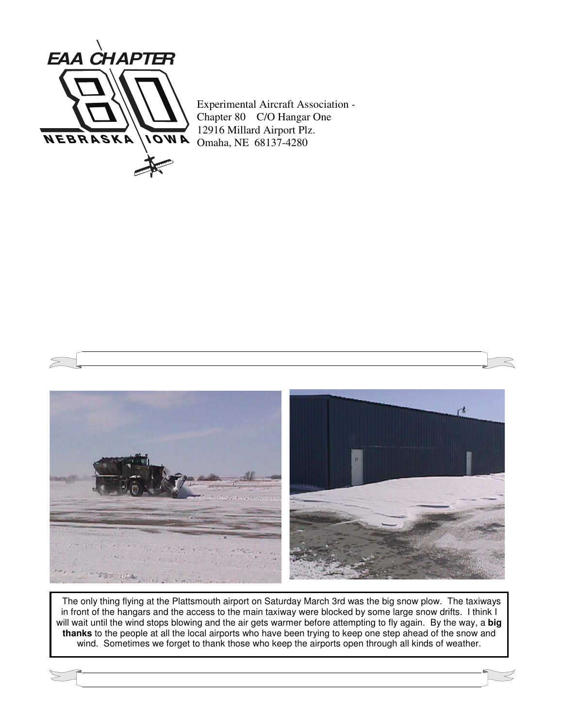EAA CHAPTER 80 NEBRASKA IOWA

Experimental Aircraft Association -
Chapter 80    C/O Hangar One
12916 Millard Airport Plz.
Omaha, NE  68137-4280

The only thing flying at the Plattsmouth airport on Saturday March 3rd was the big snow plow. The taxiways in front of the hangars and the access to the main taxiway were blocked by some large snow drifts. I think I will wait until the wind stops blowing and the air gets warmer before attempting to fly again. By the way, a **big thanks** to the people at all the local airports who have been trying to keep one step ahead of the snow and wind. Sometimes we forget to thank those who keep the airports open through all kinds of weather.